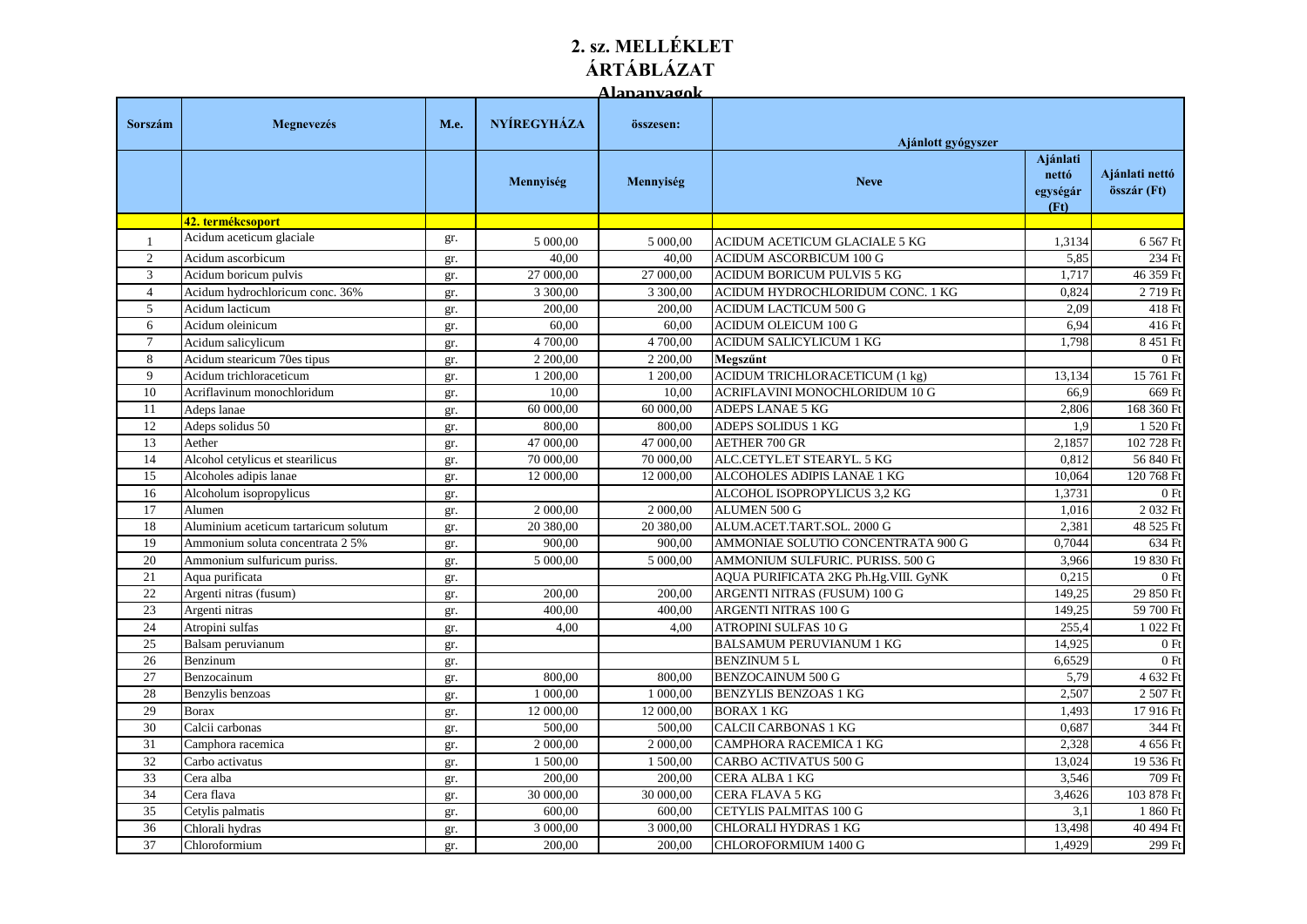# 2. sz. MELLÉKLET
# ÁRTÁBLÁZAT
## Alapanyagok

| Sorszám | Megnevezés | M.e. | NYÍREGYHÁZA | összesen: | Ajánlott gyógyszer | | |
|---|---|---|---|---|---|---|---|
| | | | Mennyiség | Mennyiség | Neve | Ajánlati nettó egységár (Ft) | Ajánlati nettó összár (Ft) |
| | **42. termékcsoport** | | | | | | |
| 1 | Acidum aceticum glaciale | gr. | 5 000,00 | 5 000,00 | ACIDUM ACETICUM GLACIALE 5 KG | 1,3134 | 6 567 Ft |
| 2 | Acidum ascorbicum | gr. | 40,00 | 40,00 | ACIDUM ASCORBICUM 100 G | 5,85 | 234 Ft |
| 3 | Acidum boricum pulvis | gr. | 27 000,00 | 27 000,00 | ACIDUM BORICUM PULVIS 5 KG | 1,717 | 46 359 Ft |
| 4 | Acidum hydrochloricum conc. 36% | gr. | 3 300,00 | 3 300,00 | ACIDUM HYDROCHLORIDUM CONC. 1 KG | 0,824 | 2 719 Ft |
| 5 | Acidum lacticum | gr. | 200,00 | 200,00 | ACIDUM LACTICUM 500 G | 2,09 | 418 Ft |
| 6 | Acidum oleinicum | gr. | 60,00 | 60,00 | ACIDUM OLEICUM 100 G | 6,94 | 416 Ft |
| 7 | Acidum salicylicum | gr. | 4 700,00 | 4 700,00 | ACIDUM SALICYLICUM 1 KG | 1,798 | 8 451 Ft |
| 8 | Acidum stearicum 70es tipus | gr. | 2 200,00 | 2 200,00 | **Megszűnt** | | 0 Ft |
| 9 | Acidum trichloraceticum | gr. | 1 200,00 | 1 200,00 | ACIDUM TRICHLORACETICUM (1 kg) | 13,134 | 15 761 Ft |
| 10 | Acriflavinum monochloridum | gr. | 10,00 | 10,00 | ACRIFLAVINI MONOCHLORIDUM 10 G | 66,9 | 669 Ft |
| 11 | Adeps lanae | gr. | 60 000,00 | 60 000,00 | ADEPS LANAE 5 KG | 2,806 | 168 360 Ft |
| 12 | Adeps solidus 50 | gr. | 800,00 | 800,00 | ADEPS SOLIDUS 1 KG | 1,9 | 1 520 Ft |
| 13 | Aether | gr. | 47 000,00 | 47 000,00 | AETHER 700 GR | 2,1857 | 102 728 Ft |
| 14 | Alcohol cetylicus et stearilicus | gr. | 70 000,00 | 70 000,00 | ALC.CETYL.ET STEARYL. 5 KG | 0,812 | 56 840 Ft |
| 15 | Alcoholes adipis lanae | gr. | 12 000,00 | 12 000,00 | ALCOHOLES ADIPIS LANAE 1 KG | 10,064 | 120 768 Ft |
| 16 | Alcoholum isopropylicus | gr. | | | ALCOHOL ISOPROPYLICUS 3,2 KG | 1,3731 | 0 Ft |
| 17 | Alumen | gr. | 2 000,00 | 2 000,00 | ALUMEN 500 G | 1,016 | 2 032 Ft |
| 18 | Aluminium aceticum tartaricum solutum | gr. | 20 380,00 | 20 380,00 | ALUM.ACET.TART.SOL. 2000 G | 2,381 | 48 525 Ft |
| 19 | Ammonium soluta concentrata 2 5% | gr. | 900,00 | 900,00 | AMMONIAE SOLUTIO CONCENTRATA 900 G | 0,7044 | 634 Ft |
| 20 | Ammonium sulfuricum puriss. | gr. | 5 000,00 | 5 000,00 | AMMONIUM SULFURIC. PURISS. 500 G | 3,966 | 19 830 Ft |
| 21 | Aqua purificata | gr. | | | AQUA PURIFICATA 2KG Ph.Hg.VIII. GyNK | 0,215 | 0 Ft |
| 22 | Argenti nitras (fusum) | gr. | 200,00 | 200,00 | ARGENTI NITRAS (FUSUM) 100 G | 149,25 | 29 850 Ft |
| 23 | Argenti nitras | gr. | 400,00 | 400,00 | ARGENTI NITRAS 100 G | 149,25 | 59 700 Ft |
| 24 | Atropini sulfas | gr. | 4,00 | 4,00 | ATROPINI SULFAS 10 G | 255,4 | 1 022 Ft |
| 25 | Balsam peruvianum | gr. | | | BALSAMUM PERUVIANUM 1 KG | 14,925 | 0 Ft |
| 26 | Benzinum | gr. | | | BENZINUM 5 L | 6,6529 | 0 Ft |
| 27 | Benzocainum | gr. | 800,00 | 800,00 | BENZOCAINUM 500 G | 5,79 | 4 632 Ft |
| 28 | Benzylis benzoas | gr. | 1 000,00 | 1 000,00 | BENZYLIS BENZOAS 1 KG | 2,507 | 2 507 Ft |
| 29 | Borax | gr. | 12 000,00 | 12 000,00 | BORAX 1 KG | 1,493 | 17 916 Ft |
| 30 | Calcii carbonas | gr. | 500,00 | 500,00 | CALCII CARBONAS 1 KG | 0,687 | 344 Ft |
| 31 | Camphora racemica | gr. | 2 000,00 | 2 000,00 | CAMPHORA RACEMICA 1 KG | 2,328 | 4 656 Ft |
| 32 | Carbo activatus | gr. | 1 500,00 | 1 500,00 | CARBO ACTIVATUS 500 G | 13,024 | 19 536 Ft |
| 33 | Cera alba | gr. | 200,00 | 200,00 | CERA ALBA 1 KG | 3,546 | 709 Ft |
| 34 | Cera flava | gr. | 30 000,00 | 30 000,00 | CERA FLAVA 5 KG | 3,4626 | 103 878 Ft |
| 35 | Cetylis palmatis | gr. | 600,00 | 600,00 | CETYLIS PALMITAS 100 G | 3,1 | 1 860 Ft |
| 36 | Chlorali hydras | gr. | 3 000,00 | 3 000,00 | CHLORALI HYDRAS 1 KG | 13,498 | 40 494 Ft |
| 37 | Chloroformium | gr. | 200,00 | 200,00 | CHLOROFORMIUM 1400 G | 1,4929 | 299 Ft |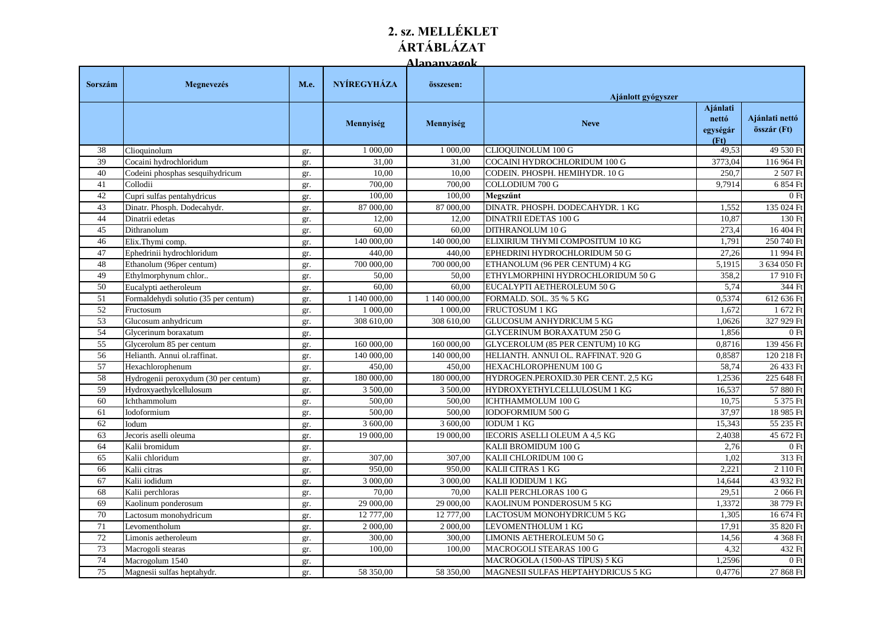# 2. sz. MELLÉKLET
# ÁRTÁBLÁZAT
## Alapanyagok

| Sorszám | Megnevezés | M.e. | NYÍREGYHÁZA | összesen: | Ajánlott gyógyszer | | |
|---|---|---|---|---|---|---|---|
| | | | Mennyiség | Mennyiség | Neve | Ajánlati nettó egységár (Ft) | Ajánlati nettó összár (Ft) |
| 38 | Clioquinolum | gr. | 1 000,00 | 1 000,00 | CLIOQUINOLUM 100 G | 49,53 | 49 530 Ft |
| 39 | Cocaini hydrochloridum | gr. | 31,00 | 31,00 | COCAINI HYDROCHLORIDUM 100 G | 3773,04 | 116 964 Ft |
| 40 | Codeini phosphas sesquihydricum | gr. | 10,00 | 10,00 | CODEIN. PHOSPH. HEMIHYDR. 10 G | 250,7 | 2 507 Ft |
| 41 | Collodii | gr. | 700,00 | 700,00 | COLLODIUM 700 G | 9,7914 | 6 854 Ft |
| 42 | Cupri sulfas pentahydricus | gr. | 100,00 | 100,00 | **Megszűnt** | | 0 Ft |
| 43 | Dinatr. Phosph. Dodecahydr. | gr. | 87 000,00 | 87 000,00 | DINATR. PHOSPH. DODECAHYDR. 1 KG | 1,552 | 135 024 Ft |
| 44 | Dinatrii edetas | gr. | 12,00 | 12,00 | DINATRII EDETAS 100 G | 10,87 | 130 Ft |
| 45 | Dithranolum | gr. | 60,00 | 60,00 | DITHRANOLUM 10 G | 273,4 | 16 404 Ft |
| 46 | Elix.Thymi comp. | gr. | 140 000,00 | 140 000,00 | ELIXIRIUM THYMI COMPOSITUM 10 KG | 1,791 | 250 740 Ft |
| 47 | Ephedrinii hydrochloridum | gr. | 440,00 | 440,00 | EPHEDRINI HYDROCHLORIDUM 50 G | 27,26 | 11 994 Ft |
| 48 | Ethanolum (96per centum) | gr. | 700 000,00 | 700 000,00 | ETHANOLUM (96 PER CENTUM) 4 KG | 5,1915 | 3 634 050 Ft |
| 49 | Ethylmorphynum chlor.. | gr. | 50,00 | 50,00 | ETHYLMORPHINI HYDROCHLORIDUM 50 G | 358,2 | 17 910 Ft |
| 50 | Eucalypti aetheroleum | gr. | 60,00 | 60,00 | EUCALYPTI AETHEROLEUM 50 G | 5,74 | 344 Ft |
| 51 | Formaldehydi solutio (35 per centum) | gr. | 1 140 000,00 | 1 140 000,00 | FORMALD. SOL. 35 % 5 KG | 0,5374 | 612 636 Ft |
| 52 | Fructosum | gr. | 1 000,00 | 1 000,00 | FRUCTOSUM 1 KG | 1,672 | 1 672 Ft |
| 53 | Glucosum anhydricum | gr. | 308 610,00 | 308 610,00 | GLUCOSUM ANHYDRICUM 5 KG | 1,0626 | 327 929 Ft |
| 54 | Glycerinum boraxatum | gr. | | | GLYCERINUM BORAXATUM 250 G | 1,856 | 0 Ft |
| 55 | Glycerolum 85 per centum | gr. | 160 000,00 | 160 000,00 | GLYCEROLUM (85 PER CENTUM) 10 KG | 0,8716 | 139 456 Ft |
| 56 | Helianth. Annui ol.raffinat. | gr. | 140 000,00 | 140 000,00 | HELIANTH. ANNUI OL. RAFFINAT. 920 G | 0,8587 | 120 218 Ft |
| 57 | Hexachlorophenum | gr. | 450,00 | 450,00 | HEXACHLOROPHENUM 100 G | 58,74 | 26 433 Ft |
| 58 | Hydrogenii peroxydum (30 per centum) | gr. | 180 000,00 | 180 000,00 | HYDROGEN.PEROXID.30 PER CENT. 2,5 KG | 1,2536 | 225 648 Ft |
| 59 | Hydroxyaethylcellulosum | gr. | 3 500,00 | 3 500,00 | HYDROXYETHYLCELLULOSUM 1 KG | 16,537 | 57 880 Ft |
| 60 | Ichthammolum | gr. | 500,00 | 500,00 | ICHTHAMMOLUM 100 G | 10,75 | 5 375 Ft |
| 61 | Iodoformium | gr. | 500,00 | 500,00 | IODOFORMIUM 500 G | 37,97 | 18 985 Ft |
| 62 | Iodum | gr. | 3 600,00 | 3 600,00 | IODUM 1 KG | 15,343 | 55 235 Ft |
| 63 | Jecoris aselli oleuma | gr. | 19 000,00 | 19 000,00 | IECORIS ASELLI OLEUM A 4,5 KG | 2,4038 | 45 672 Ft |
| 64 | Kalii bromidum | gr. | | | KALII BROMIDUM 100 G | 2,76 | 0 Ft |
| 65 | Kalii chloridum | gr. | 307,00 | 307,00 | KALII CHLORIDUM 100 G | 1,02 | 313 Ft |
| 66 | Kalii citras | gr. | 950,00 | 950,00 | KALII CITRAS 1 KG | 2,221 | 2 110 Ft |
| 67 | Kalii iodidum | gr. | 3 000,00 | 3 000,00 | KALII IODIDUM 1 KG | 14,644 | 43 932 Ft |
| 68 | Kalii perchloras | gr. | 70,00 | 70,00 | KALII PERCHLORAS 100 G | 29,51 | 2 066 Ft |
| 69 | Kaolinum ponderosum | gr. | 29 000,00 | 29 000,00 | KAOLINUM PONDEROSUM 5 KG | 1,3372 | 38 779 Ft |
| 70 | Lactosum monohydricum | gr. | 12 777,00 | 12 777,00 | LACTOSUM MONOHYDRICUM 5 KG | 1,305 | 16 674 Ft |
| 71 | Levomentholum | gr. | 2 000,00 | 2 000,00 | LEVOMENTHOLUM 1 KG | 17,91 | 35 820 Ft |
| 72 | Limonis aetheroleum | gr. | 300,00 | 300,00 | LIMONIS AETHEROLEUM 50 G | 14,56 | 4 368 Ft |
| 73 | Macrogoli stearas | gr. | 100,00 | 100,00 | MACROGOLI STEARAS 100 G | 4,32 | 432 Ft |
| 74 | Macrogolum 1540 | gr. | | | MACROGOLA (1500-AS TÍPUS) 5 KG | 1,2596 | 0 Ft |
| 75 | Magnesii sulfas heptahydr. | gr. | 58 350,00 | 58 350,00 | MAGNESII SULFAS HEPTAHYDRICUS 5 KG | 0,4776 | 27 868 Ft |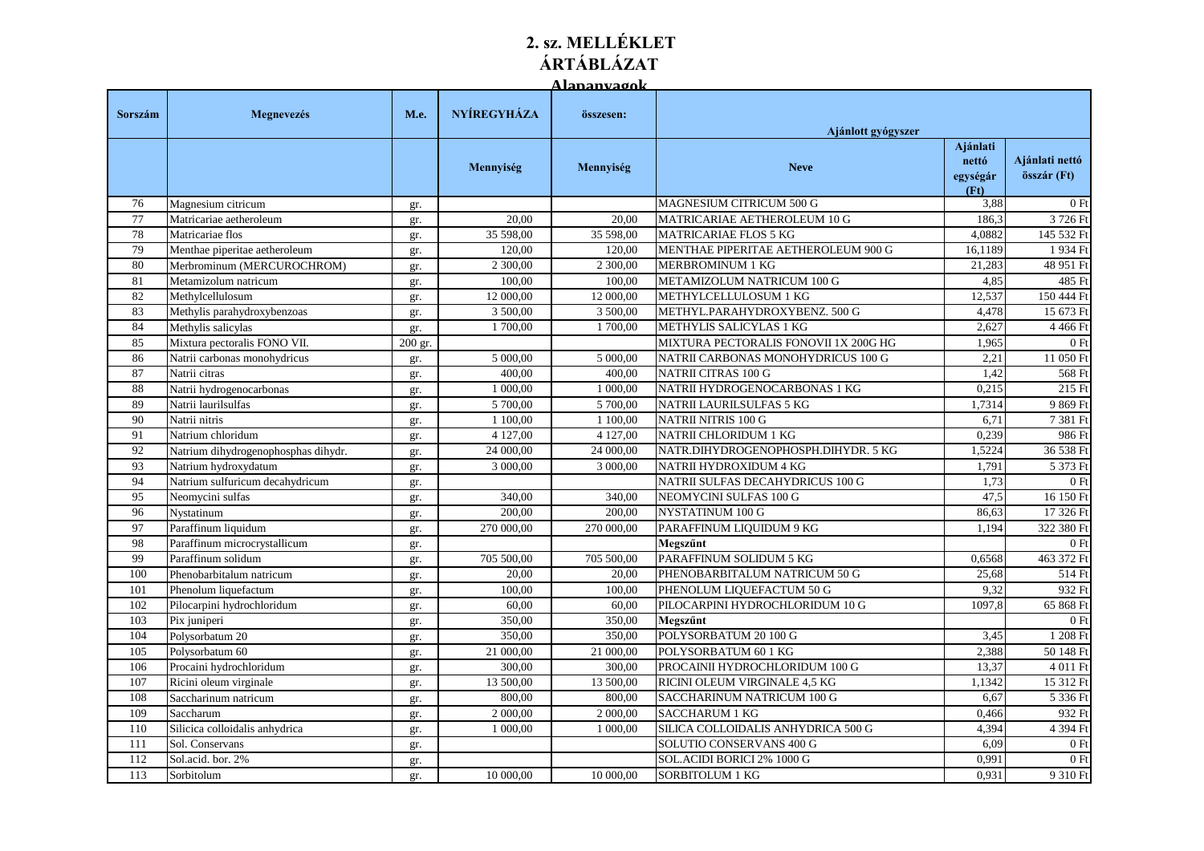# 2. sz. MELLÉKLET
# ÁRTÁBLÁZAT
## Alapanyagok

| Sorszám | Megnevezés | M.e. | NYÍREGYHÁZA | összesen: | Ajánlott gyógyszer | | |
|---|---|---|---|---|---|---|---|
| | | | Mennyiség | Mennyiség | Neve | Ajánlati nettó egységár (Ft) | Ajánlati nettó összár (Ft) |
| 76 | Magnesium citricum | gr. | | | MAGNESIUM CITRICUM 500 G | 3,88 | 0 Ft |
| 77 | Matricariae aetheroleum | gr. | 20,00 | 20,00 | MATRICARIAE AETHEROLEUM 10 G | 186,3 | 3 726 Ft |
| 78 | Matricariae flos | gr. | 35 598,00 | 35 598,00 | MATRICARIAE FLOS 5 KG | 4,0882 | 145 532 Ft |
| 79 | Menthae piperitae aetheroleum | gr. | 120,00 | 120,00 | MENTHAE PIPERITAE AETHEROLEUM 900 G | 16,1189 | 1 934 Ft |
| 80 | Merbrominum (MERCUROCHROM) | gr. | 2 300,00 | 2 300,00 | MERBROMINUM 1 KG | 21,283 | 48 951 Ft |
| 81 | Metamizolum natricum | gr. | 100,00 | 100,00 | METAMIZOLUM NATRICUM 100 G | 4,85 | 485 Ft |
| 82 | Methylcellulosum | gr. | 12 000,00 | 12 000,00 | METHYLCELLULOSUM 1 KG | 12,537 | 150 444 Ft |
| 83 | Methylis parahydroxybenzoas | gr. | 3 500,00 | 3 500,00 | METHYL.PARAHYDROXYBENZ. 500 G | 4,478 | 15 673 Ft |
| 84 | Methylis salicylas | gr. | 1 700,00 | 1 700,00 | METHYLIS SALICYLAS 1 KG | 2,627 | 4 466 Ft |
| 85 | Mixtura pectoralis FONO VII. | 200 gr. | | | MIXTURA PECTORALIS FONOVII 1X 200G HG | 1,965 | 0 Ft |
| 86 | Natrii carbonas monohydricus | gr. | 5 000,00 | 5 000,00 | NATRII CARBONAS MONOHYDRICUS 100 G | 2,21 | 11 050 Ft |
| 87 | Natrii citras | gr. | 400,00 | 400,00 | NATRII CITRAS 100 G | 1,42 | 568 Ft |
| 88 | Natrii hydrogenocarbonas | gr. | 1 000,00 | 1 000,00 | NATRII HYDROGENOCARBONAS 1 KG | 0,215 | 215 Ft |
| 89 | Natrii laurilsulfas | gr. | 5 700,00 | 5 700,00 | NATRII LAURILSULFAS 5 KG | 1,7314 | 9 869 Ft |
| 90 | Natrii nitris | gr. | 1 100,00 | 1 100,00 | NATRII NITRIS 100 G | 6,71 | 7 381 Ft |
| 91 | Natrium chloridum | gr. | 4 127,00 | 4 127,00 | NATRII CHLORIDUM 1 KG | 0,239 | 986 Ft |
| 92 | Natrium dihydrogenophosphas dihydr. | gr. | 24 000,00 | 24 000,00 | NATR.DIHYDROGENOPHOSPH.DIHYDR. 5 KG | 1,5224 | 36 538 Ft |
| 93 | Natrium hydroxydatum | gr. | 3 000,00 | 3 000,00 | NATRII HYDROXIDUM 4 KG | 1,791 | 5 373 Ft |
| 94 | Natrium sulfuricum decahydricum | gr. | | | NATRII SULFAS DECAHYDRICUS 100 G | 1,73 | 0 Ft |
| 95 | Neomycini sulfas | gr. | 340,00 | 340,00 | NEOMYCINI SULFAS 100 G | 47,5 | 16 150 Ft |
| 96 | Nystatinum | gr. | 200,00 | 200,00 | NYSTATINUM 100 G | 86,63 | 17 326 Ft |
| 97 | Paraffinum liquidum | gr. | 270 000,00 | 270 000,00 | PARAFFINUM LIQUIDUM 9 KG | 1,194 | 322 380 Ft |
| 98 | Paraffinum microcrystallicum | gr. | | | **Megszűnt** | | 0 Ft |
| 99 | Paraffinum solidum | gr. | 705 500,00 | 705 500,00 | PARAFFINUM SOLIDUM 5 KG | 0,6568 | 463 372 Ft |
| 100 | Phenobarbitalum natricum | gr. | 20,00 | 20,00 | PHENOBARBITALUM NATRICUM 50 G | 25,68 | 514 Ft |
| 101 | Phenolum liquefactum | gr. | 100,00 | 100,00 | PHENOLUM LIQUEFACTUM 50 G | 9,32 | 932 Ft |
| 102 | Pilocarpini hydrochloridum | gr. | 60,00 | 60,00 | PILOCARPINI HYDROCHLORIDUM 10 G | 1097,8 | 65 868 Ft |
| 103 | Pix juniperi | gr. | 350,00 | 350,00 | **Megszűnt** | | 0 Ft |
| 104 | Polysorbatum 20 | gr. | 350,00 | 350,00 | POLYSORBATUM 20 100 G | 3,45 | 1 208 Ft |
| 105 | Polysorbatum 60 | gr. | 21 000,00 | 21 000,00 | POLYSORBATUM 60 1 KG | 2,388 | 50 148 Ft |
| 106 | Procaini hydrochloridum | gr. | 300,00 | 300,00 | PROCAINII HYDROCHLORIDUM 100 G | 13,37 | 4 011 Ft |
| 107 | Ricini oleum virginale | gr. | 13 500,00 | 13 500,00 | RICINI OLEUM VIRGINALE 4,5 KG | 1,1342 | 15 312 Ft |
| 108 | Saccharinum natricum | gr. | 800,00 | 800,00 | SACCHARINUM NATRICUM 100 G | 6,67 | 5 336 Ft |
| 109 | Saccharum | gr. | 2 000,00 | 2 000,00 | SACCHARUM 1 KG | 0,466 | 932 Ft |
| 110 | Silicica colloidalis anhydrica | gr. | 1 000,00 | 1 000,00 | SILICA COLLOIDALIS ANHYDRICA 500 G | 4,394 | 4 394 Ft |
| 111 | Sol. Conservans | gr. | | | SOLUTIO CONSERVANS 400 G | 6,09 | 0 Ft |
| 112 | Sol.acid. bor. 2% | gr. | | | SOL.ACIDI BORICI 2% 1000 G | 0,991 | 0 Ft |
| 113 | Sorbitolum | gr. | 10 000,00 | 10 000,00 | SORBITOLUM 1 KG | 0,931 | 9 310 Ft |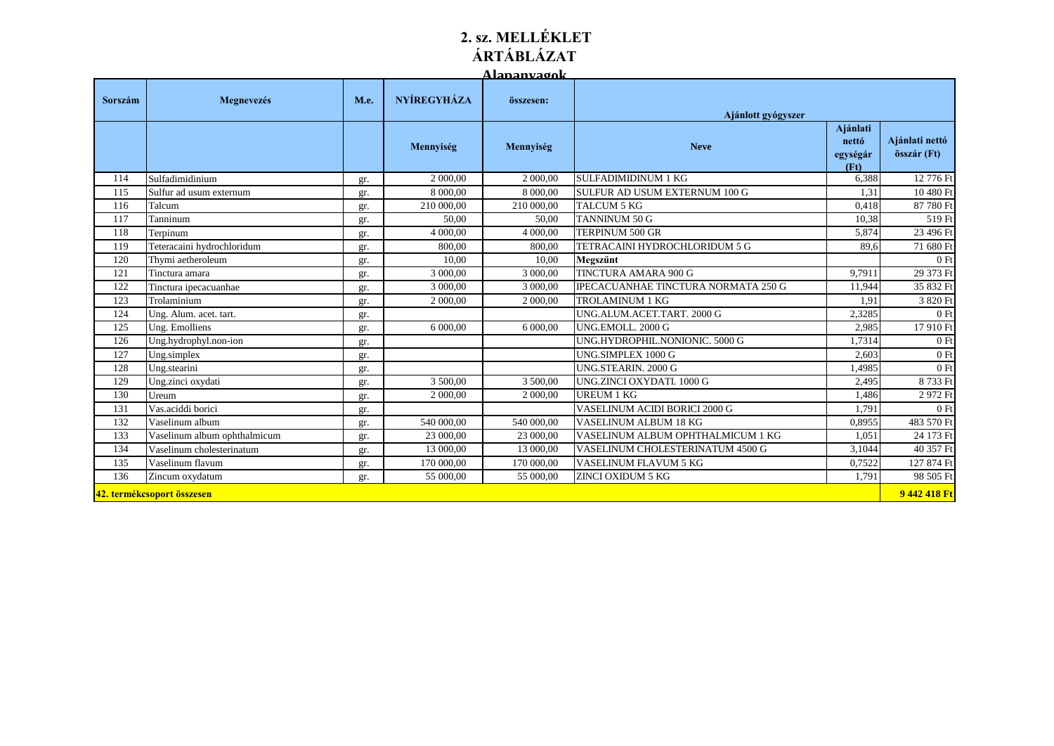# 2. sz. MELLÉKLET
# ÁRTÁBLÁZAT
## Alapanyagok

| Sorszám | Megnevezés | M.e. | NYÍREGYHÁZA | összesen: | Ajánlott gyógyszer | | |
|---|---|---|---|---|---|---|---|
| | | | Mennyiség | Mennyiség | Neve | Ajánlati nettó egységár (Ft) | Ajánlati nettó összár (Ft) |
| 114 | Sulfadimidinium | gr. | 2 000,00 | 2 000,00 | SULFADIMIDINUM 1 KG | 6,388 | 12 776 Ft |
| 115 | Sulfur ad usum externum | gr. | 8 000,00 | 8 000,00 | SULFUR AD USUM EXTERNUM 100 G | 1,31 | 10 480 Ft |
| 116 | Talcum | gr. | 210 000,00 | 210 000,00 | TALCUM 5 KG | 0,418 | 87 780 Ft |
| 117 | Tanninum | gr. | 50,00 | 50,00 | TANNINUM 50 G | 10,38 | 519 Ft |
| 118 | Terpinum | gr. | 4 000,00 | 4 000,00 | TERPINUM 500 GR | 5,874 | 23 496 Ft |
| 119 | Teteracaini hydrochloridum | gr. | 800,00 | 800,00 | TETRACAINI HYDROCHLORIDUM 5 G | 89,6 | 71 680 Ft |
| 120 | Thymi aetheroleum | gr. | 10,00 | 10,00 | **Megszűnt** | | 0 Ft |
| 121 | Tinctura amara | gr. | 3 000,00 | 3 000,00 | TINCTURA AMARA 900 G | 9,7911 | 29 373 Ft |
| 122 | Tinctura ipecacuanhae | gr. | 3 000,00 | 3 000,00 | IPECACUANHAE TINCTURA NORMATA 250 G | 11,944 | 35 832 Ft |
| 123 | Trolaminium | gr. | 2 000,00 | 2 000,00 | TROLAMINUM 1 KG | 1,91 | 3 820 Ft |
| 124 | Ung. Alum. acet. tart. | gr. | | | UNG.ALUM.ACET.TART. 2000 G | 2,3285 | 0 Ft |
| 125 | Ung. Emolliens | gr. | 6 000,00 | 6 000,00 | UNG.EMOLL. 2000 G | 2,985 | 17 910 Ft |
| 126 | Ung.hydrophyl.non-ion | gr. | | | UNG.HYDROPHIL.NONIONIC. 5000 G | 1,7314 | 0 Ft |
| 127 | Ung.simplex | gr. | | | UNG.SIMPLEX 1000 G | 2,603 | 0 Ft |
| 128 | Ung.stearini | gr. | | | UNG.STEARIN. 2000 G | 1,4985 | 0 Ft |
| 129 | Ung.zinci oxydati | gr. | 3 500,00 | 3 500,00 | UNG.ZINCI OXYDATI. 1000 G | 2,495 | 8 733 Ft |
| 130 | Ureum | gr. | 2 000,00 | 2 000,00 | UREUM 1 KG | 1,486 | 2 972 Ft |
| 131 | Vas.aciddi borici | gr. | | | VASELINUM ACIDI BORICI 2000 G | 1,791 | 0 Ft |
| 132 | Vaselinum album | gr. | 540 000,00 | 540 000,00 | VASELINUM ALBUM 18 KG | 0,8955 | 483 570 Ft |
| 133 | Vaselinum album ophthalmicum | gr. | 23 000,00 | 23 000,00 | VASELINUM ALBUM OPHTHALMICUM 1 KG | 1,051 | 24 173 Ft |
| 134 | Vaselinum cholesterinatum | gr. | 13 000,00 | 13 000,00 | VASELINUM CHOLESTERINATUM 4500 G | 3,1044 | 40 357 Ft |
| 135 | Vaselinum flavum | gr. | 170 000,00 | 170 000,00 | VASELINUM FLAVUM 5 KG | 0,7522 | 127 874 Ft |
| 136 | Zincum oxydatum | gr. | 55 000,00 | 55 000,00 | ZINCI OXIDUM 5 KG | 1,791 | 98 505 Ft |
| **42. termékcsoport összesen** | | | | | | | **9 442 418 Ft** |